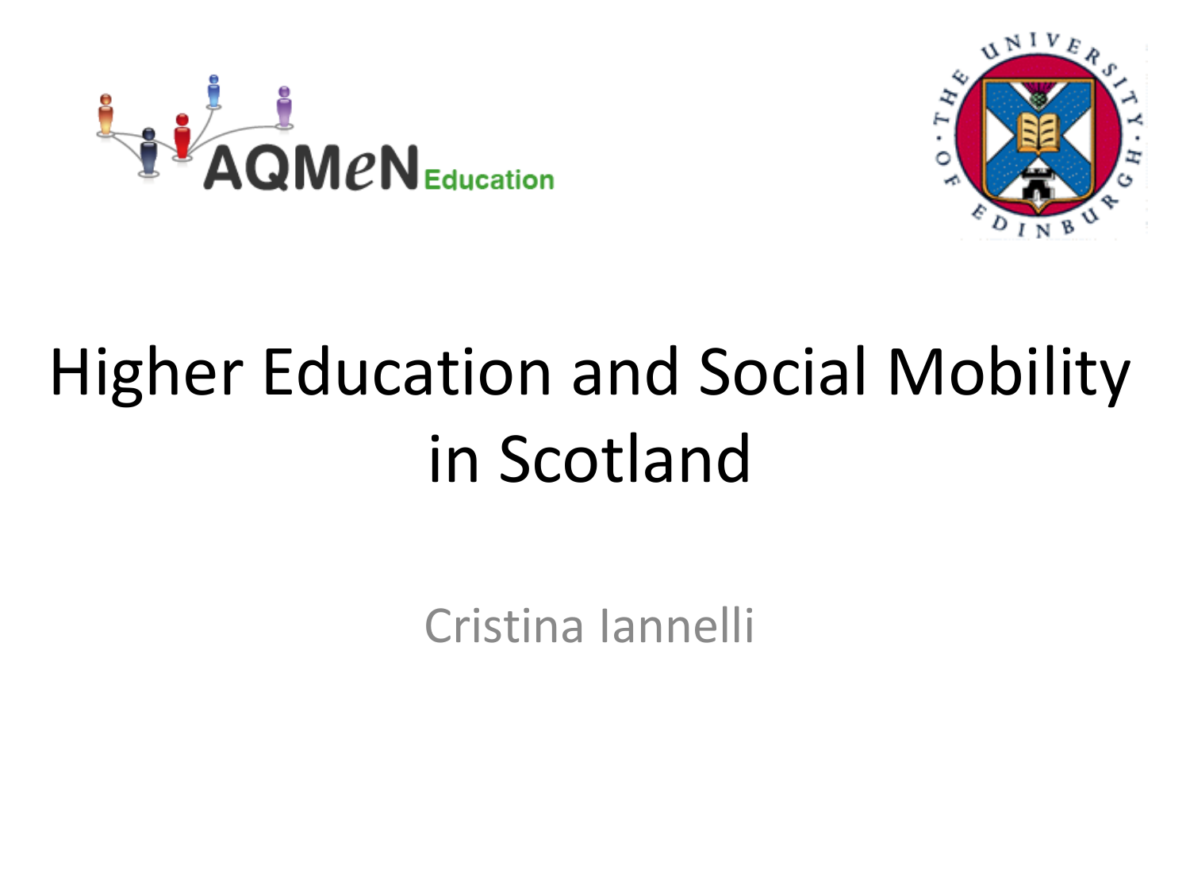# Higher Education and Social Mobility in Scotland

Cristina Iannelli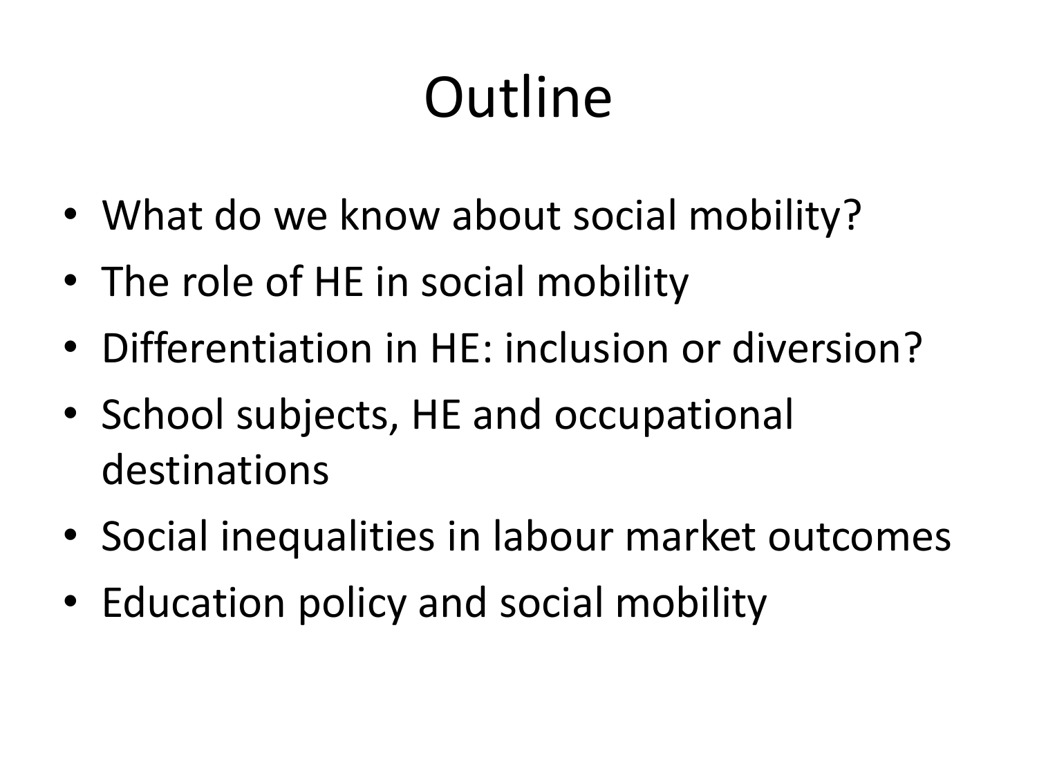# Outline

- What do we know about social mobility?
- The role of HE in social mobility
- Differentiation in HE: inclusion or diversion?
- School subjects, HE and occupational destinations
- Social inequalities in labour market outcomes
- Education policy and social mobility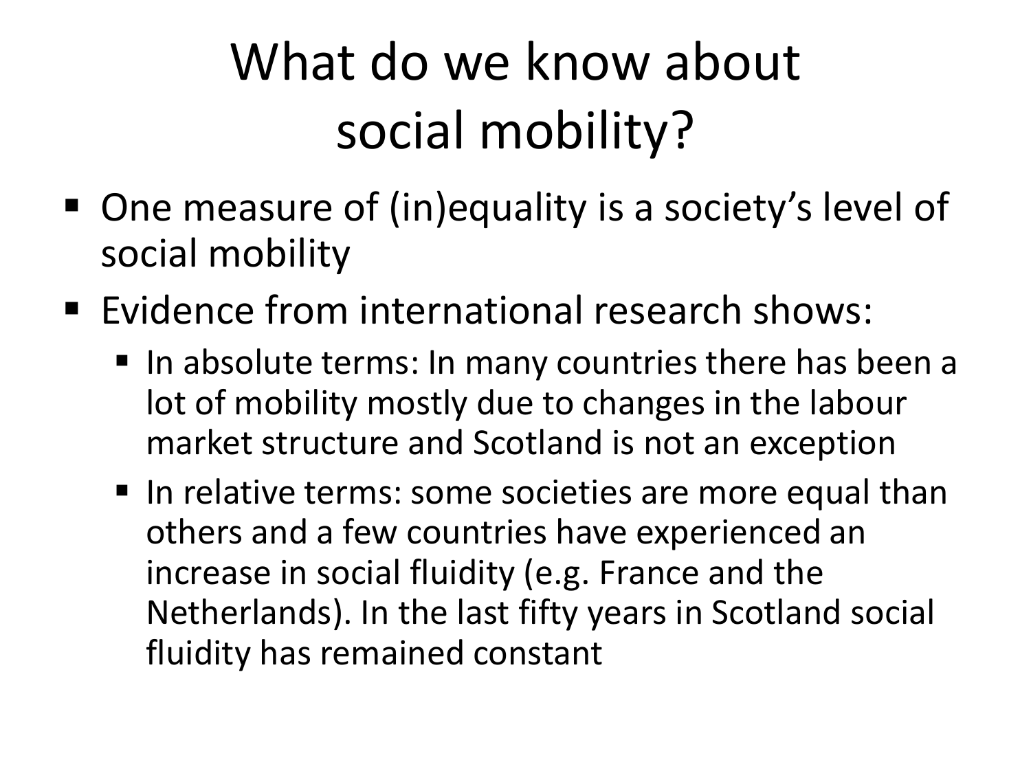# What do we know about social mobility?

- One measure of (in)equality is a society's level of social mobility
- Evidence from international research shows:
  - In absolute terms: In many countries there has been a lot of mobility mostly due to changes in the labour market structure and Scotland is not an exception
  - In relative terms: some societies are more equal than others and a few countries have experienced an increase in social fluidity (e.g. France and the Netherlands). In the last fifty years in Scotland social fluidity has remained constant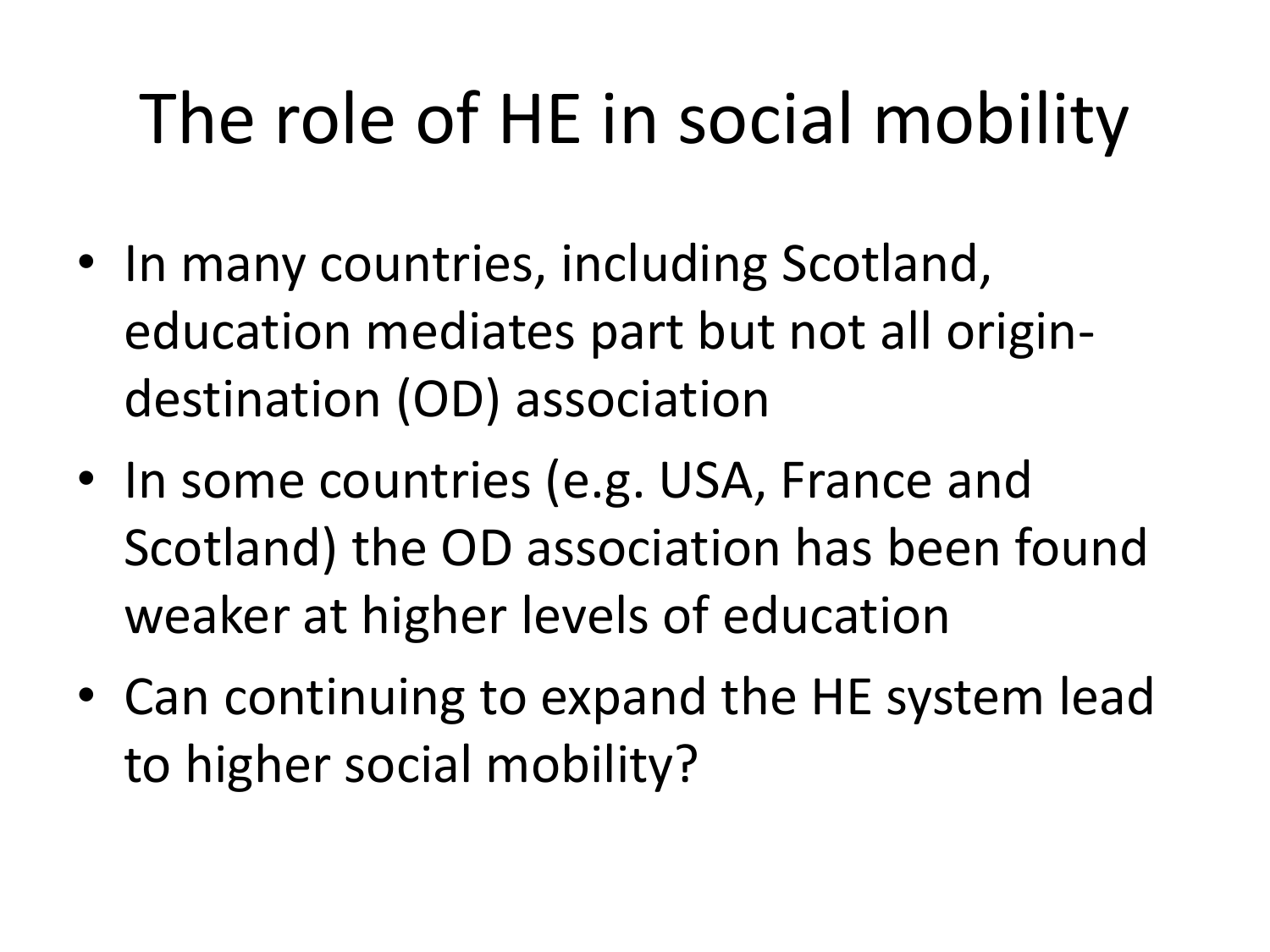# The role of HE in social mobility

- In many countries, including Scotland, education mediates part but not all origin-destination (OD) association
- In some countries (e.g. USA, France and Scotland) the OD association has been found weaker at higher levels of education
- Can continuing to expand the HE system lead to higher social mobility?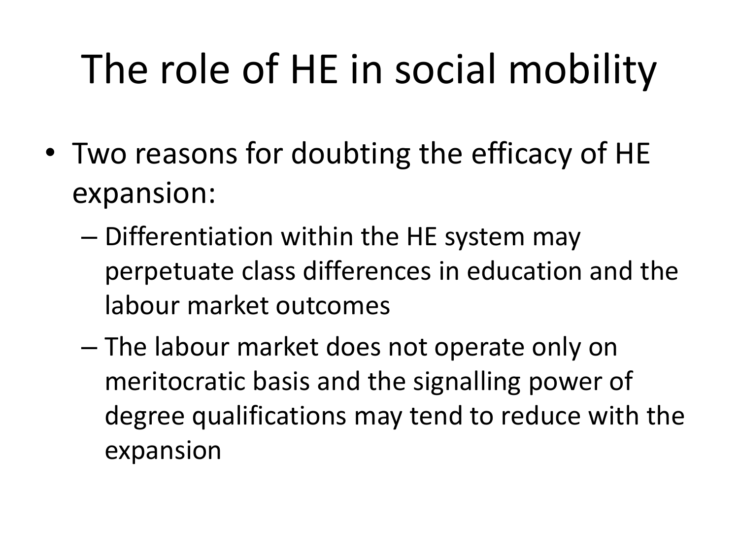# The role of HE in social mobility

- Two reasons for doubting the efficacy of HE expansion:
  - Differentiation within the HE system may perpetuate class differences in education and the labour market outcomes
  - The labour market does not operate only on meritocratic basis and the signalling power of degree qualifications may tend to reduce with the expansion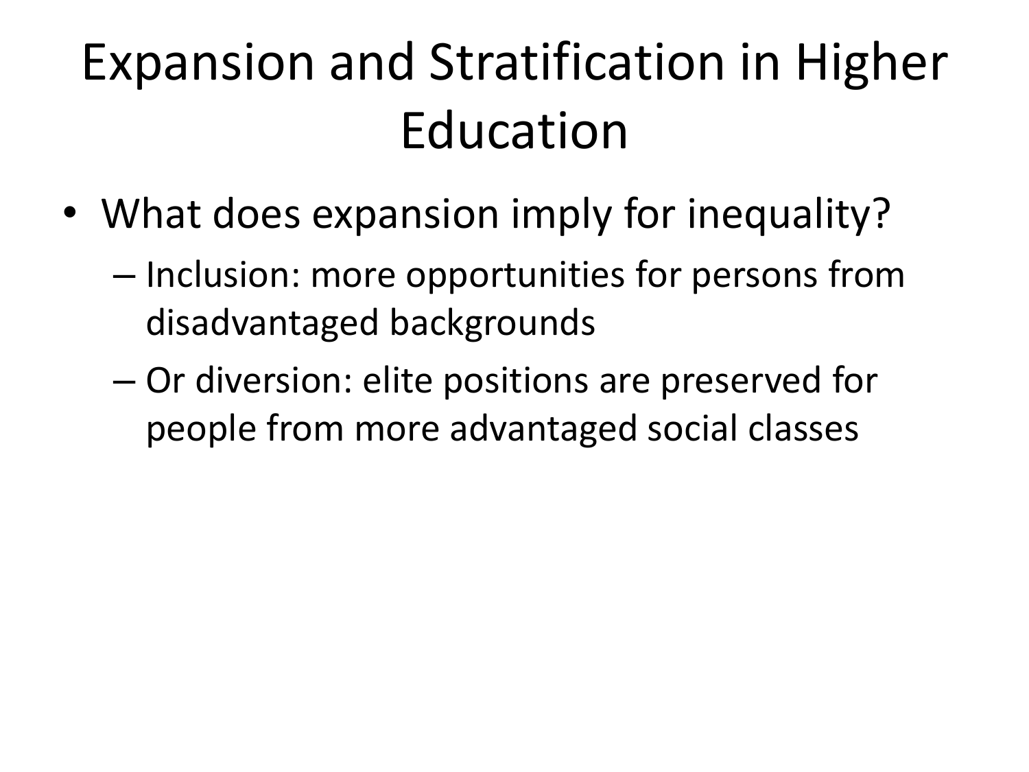# Expansion and Stratification in Higher Education

- What does expansion imply for inequality?
  - Inclusion: more opportunities for persons from disadvantaged backgrounds
  - Or diversion: elite positions are preserved for people from more advantaged social classes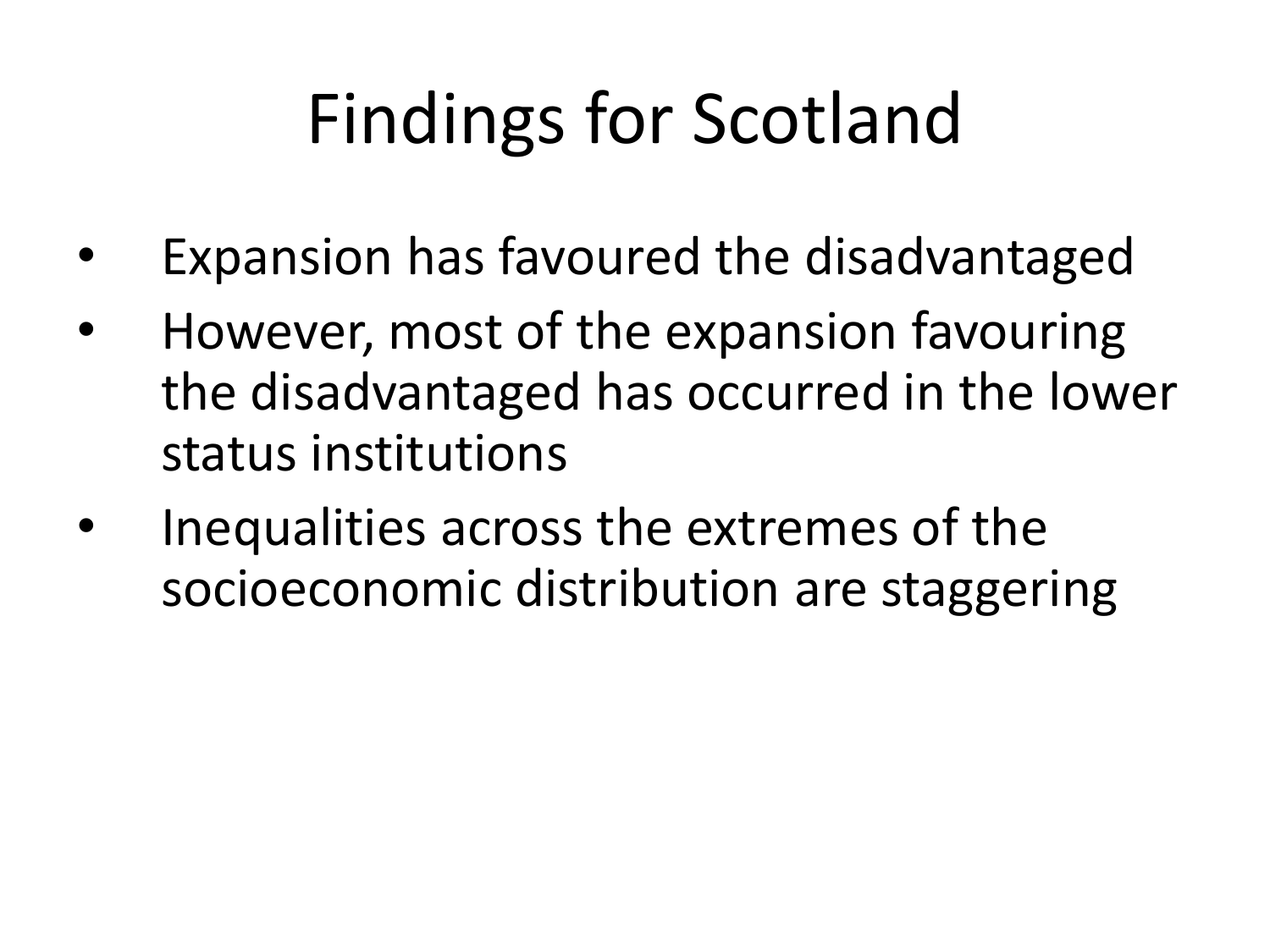# Findings for Scotland

- Expansion has favoured the disadvantaged
- However, most of the expansion favouring the disadvantaged has occurred in the lower status institutions
- Inequalities across the extremes of the socioeconomic distribution are staggering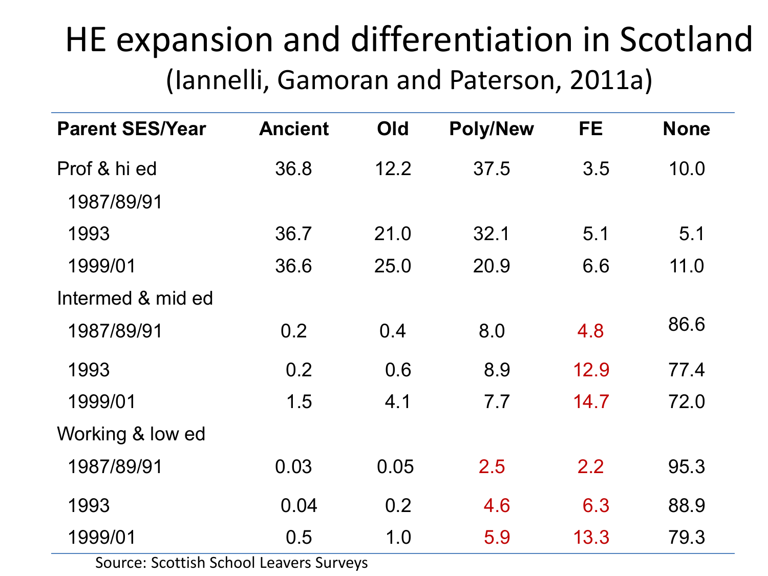# HE expansion and differentiation in Scotland

## (Iannelli, Gamoran and Paterson, 2011a)

| Parent SES/Year | Ancient | Old | Poly/New | FE | None |
|---|---|---|---|---|---|
| Prof & hi ed 1987/89/91 | 36.8 | 12.2 | 37.5 | 3.5 | 10.0 |
| 1993 | 36.7 | 21.0 | 32.1 | 5.1 | 5.1 |
| 1999/01 | 36.6 | 25.0 | 20.9 | 6.6 | 11.0 |
| Intermed & mid ed | | | | | |
| 1987/89/91 | 0.2 | 0.4 | 8.0 | 4.8 | 86.6 |
| 1993 | 0.2 | 0.6 | 8.9 | 12.9 | 77.4 |
| 1999/01 | 1.5 | 4.1 | 7.7 | 14.7 | 72.0 |
| Working & low ed | | | | | |
| 1987/89/91 | 0.03 | 0.05 | 2.5 | 2.2 | 95.3 |
| 1993 | 0.04 | 0.2 | 4.6 | 6.3 | 88.9 |
| 1999/01 | 0.5 | 1.0 | 5.9 | 13.3 | 79.3 |

Source: Scottish School Leavers Surveys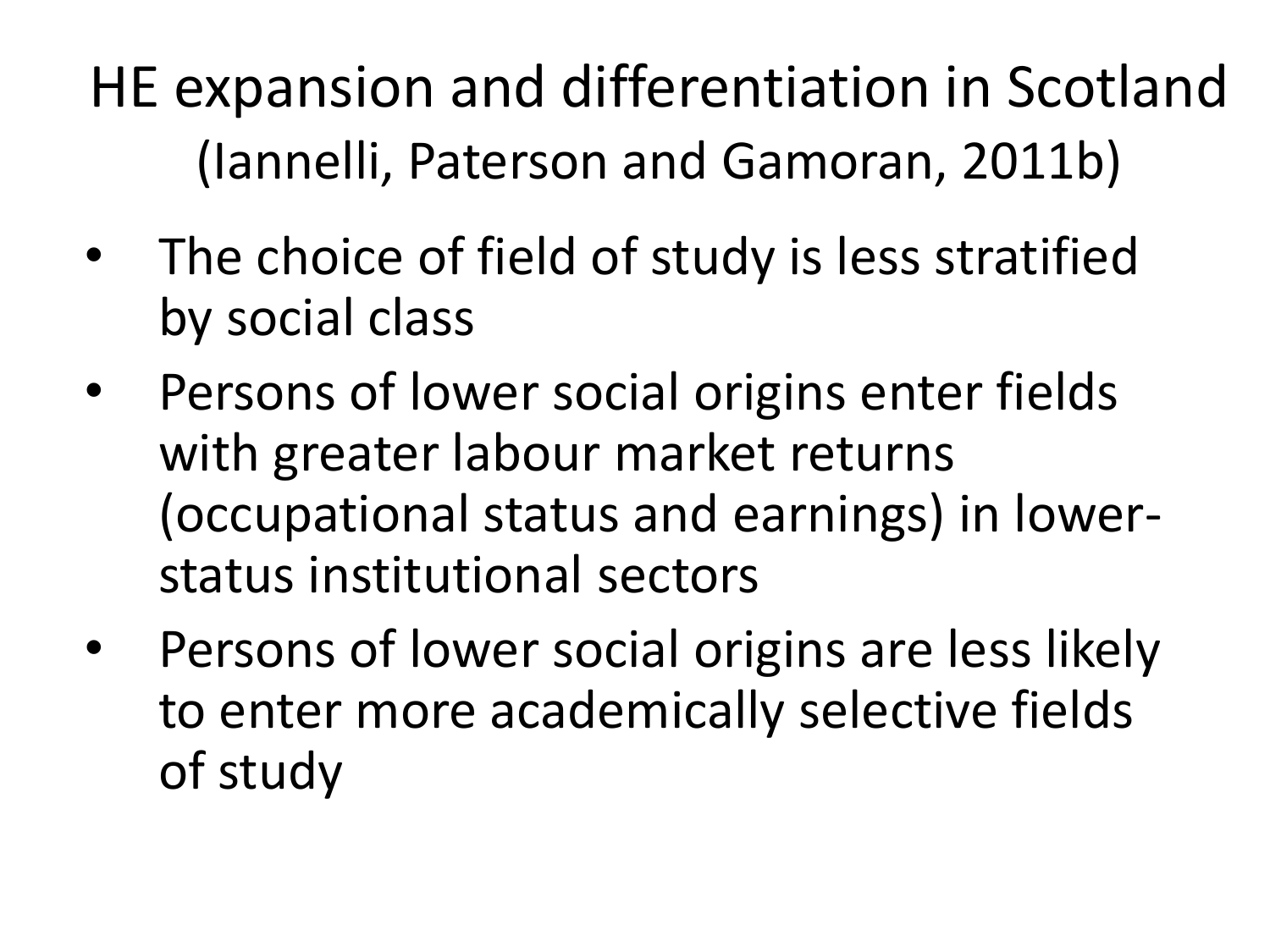# HE expansion and differentiation in Scotland
(Iannelli, Paterson and Gamoran, 2011b)

- The choice of field of study is less stratified by social class
- Persons of lower social origins enter fields with greater labour market returns (occupational status and earnings) in lower-status institutional sectors
- Persons of lower social origins are less likely to enter more academically selective fields of study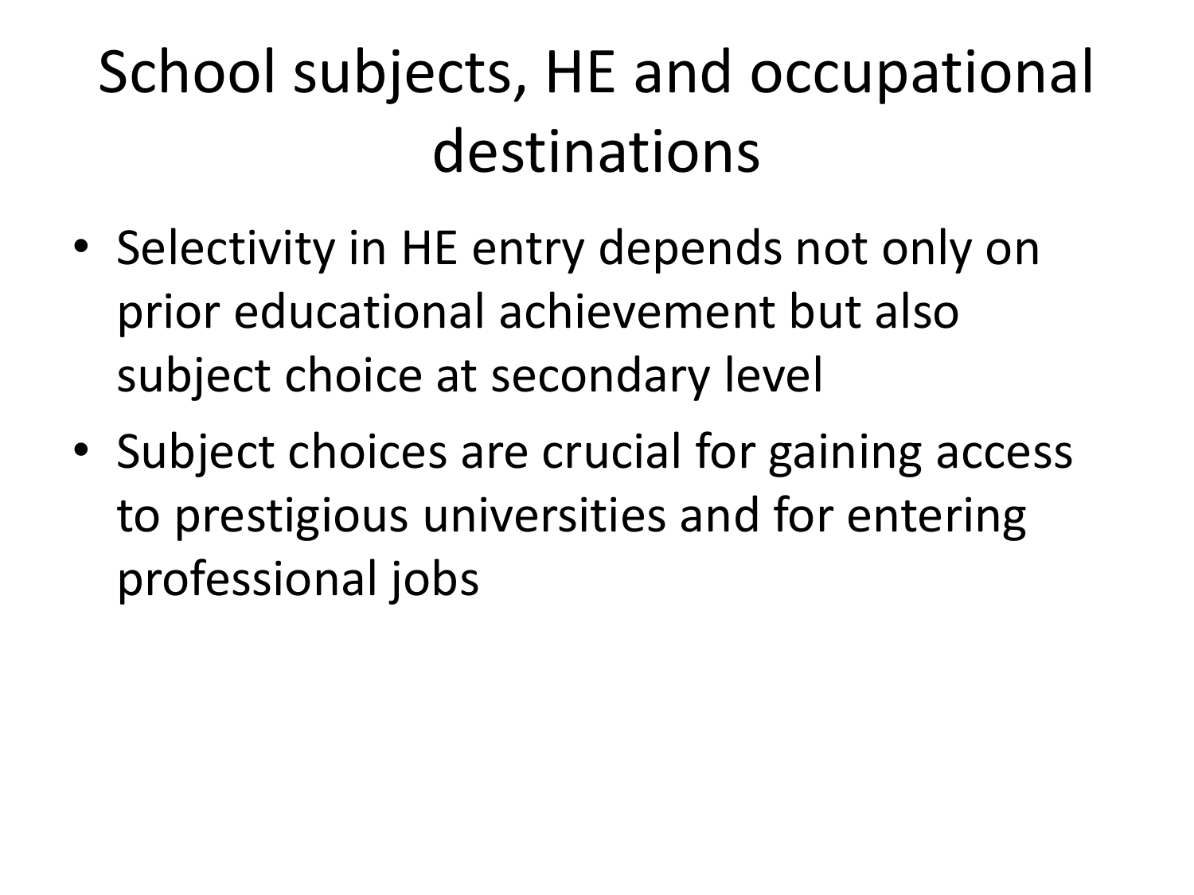# School subjects, HE and occupational destinations

- Selectivity in HE entry depends not only on prior educational achievement but also subject choice at secondary level
- Subject choices are crucial for gaining access to prestigious universities and for entering professional jobs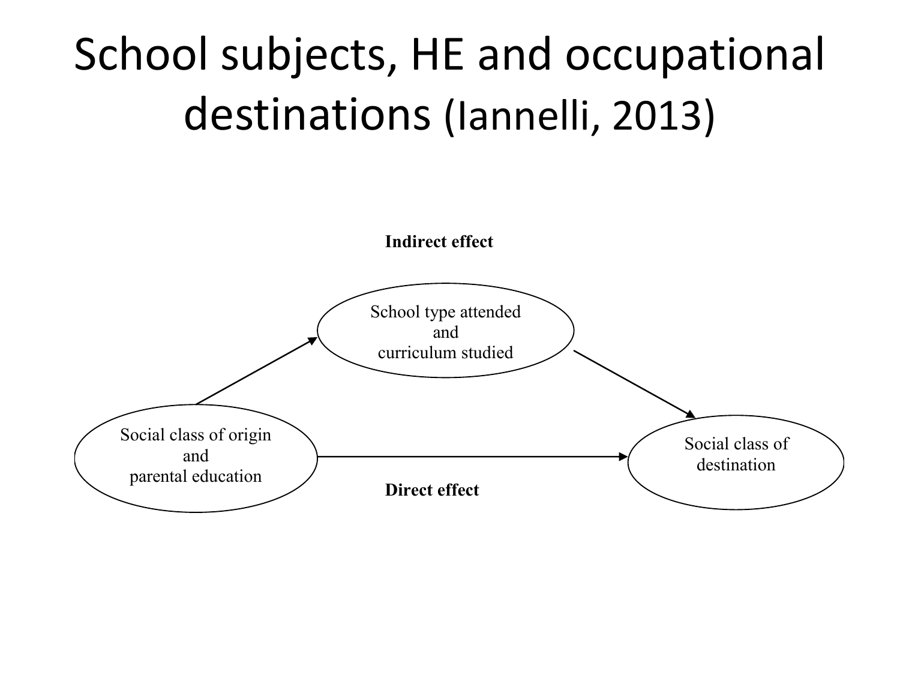# School subjects, HE and occupational destinations (Iannelli, 2013)

**Indirect effect**

School type attended and curriculum studied

Social class of origin and parental education

Social class of destination

**Direct effect**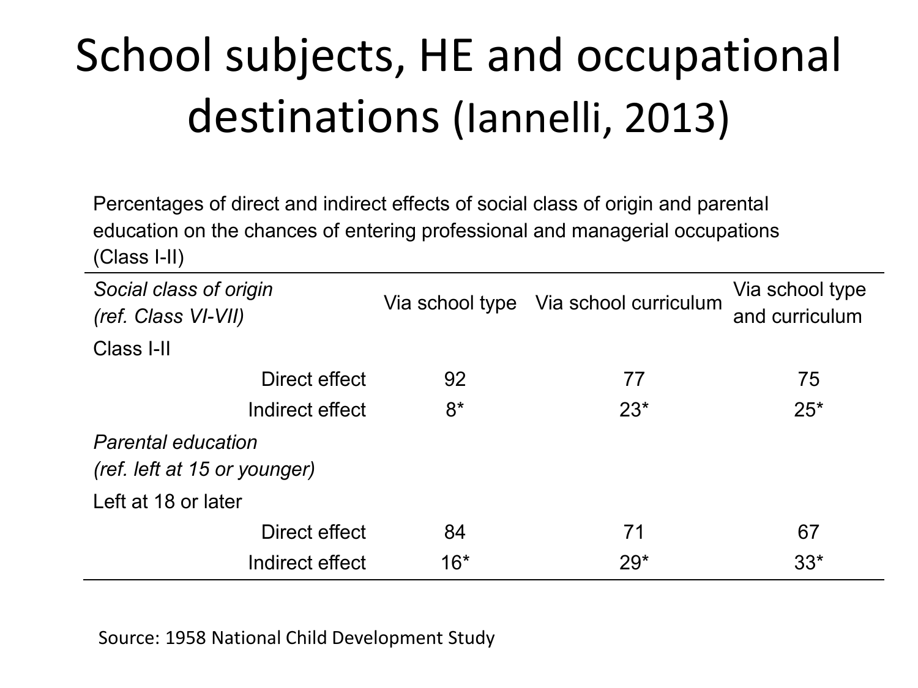# School subjects, HE and occupational destinations (Iannelli, 2013)

Percentages of direct and indirect effects of social class of origin and parental education on the chances of entering professional and managerial occupations (Class I-II)

| *Social class of origin (ref. Class VI-VII)* | Via school type | Via school curriculum | Via school type and curriculum |
|---|---|---|---|
| Class I-II | | | |
| Direct effect | 92 | 77 | 75 |
| Indirect effect | 8* | 23* | 25* |
| *Parental education (ref. left at 15 or younger)* | | | |
| Left at 18 or later | | | |
| Direct effect | 84 | 71 | 67 |
| Indirect effect | 16* | 29* | 33* |

Source: 1958 National Child Development Study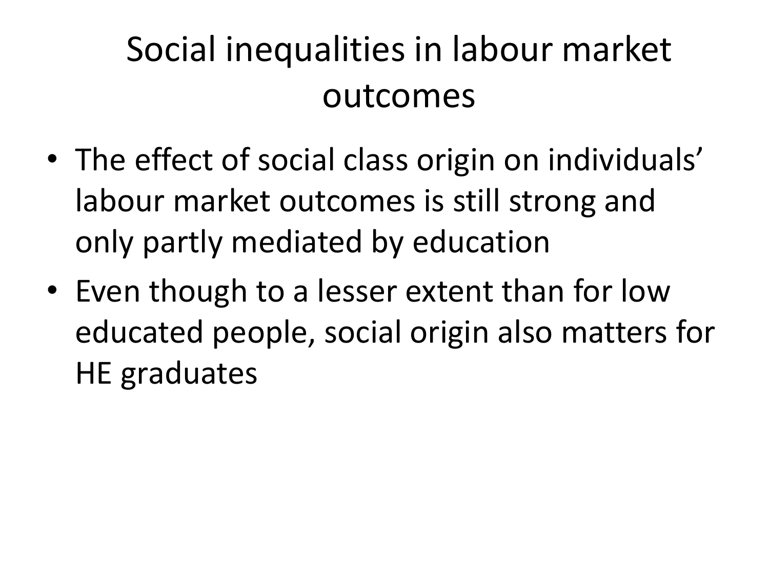# Social inequalities in labour market outcomes

- The effect of social class origin on individuals' labour market outcomes is still strong and only partly mediated by education
- Even though to a lesser extent than for low educated people, social origin also matters for HE graduates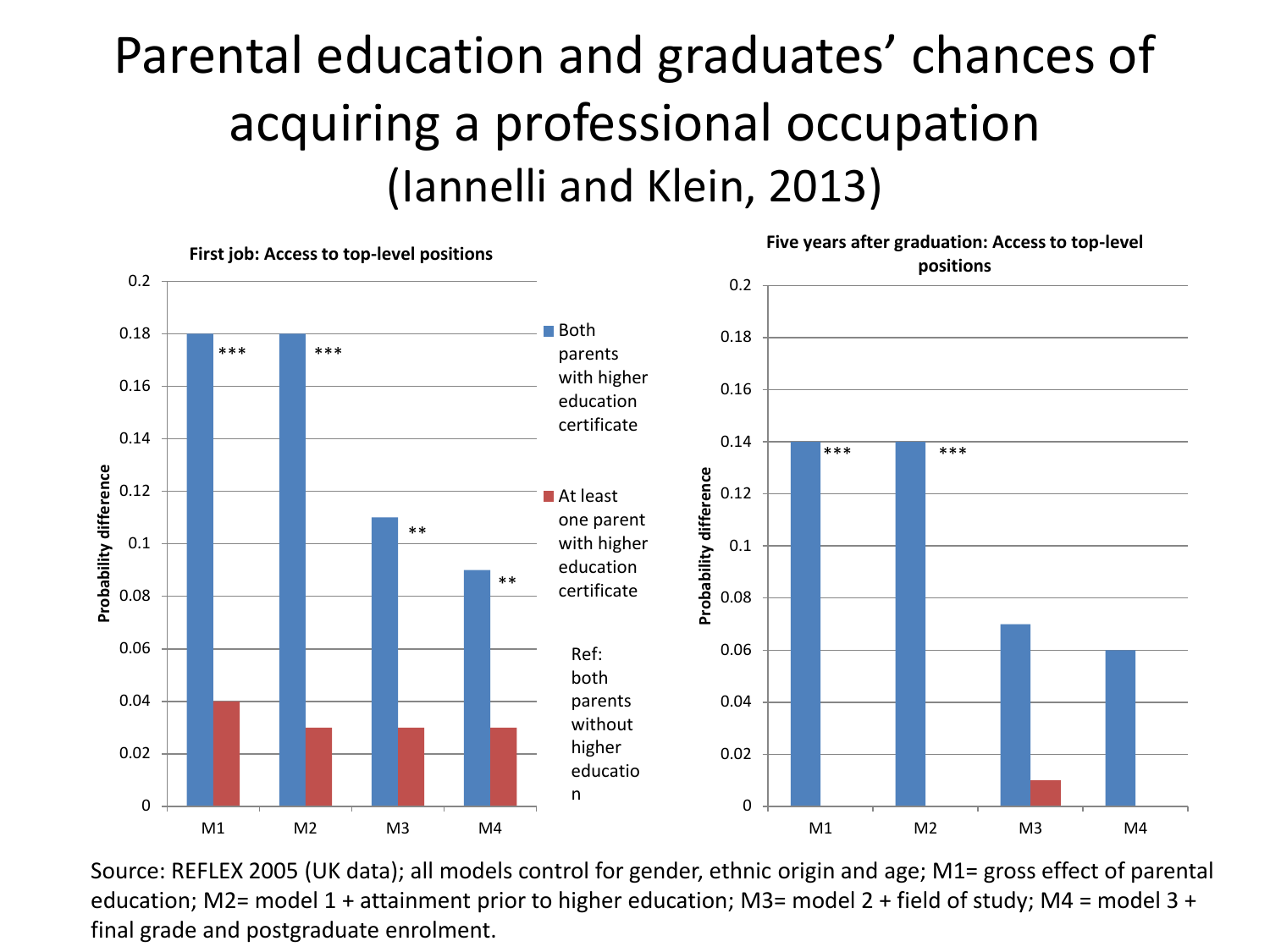# Parental education and graduates' chances of acquiring a professional occupation (Iannelli and Klein, 2013)

**First job: Access to top-level positions**

| Model | Both parents with higher education certificate | At least one parent with higher education certificate |
|---|---|---|
| M1 | 0.18 *** | 0.04 |
| M2 | 0.18 *** | 0.03 |
| M3 | 0.11 ** | 0.03 |
| M4 | 0.09 ** | 0.03 |

**Five years after graduation: Access to top-level positions**

| Model | Both parents with higher education certificate | At least one parent with higher education certificate |
|---|---|---|
| M1 | 0.14 *** | 0 |
| M2 | 0.14 *** | 0 |
| M3 | 0.07 | 0.01 |
| M4 | 0.06 | 0 |

Probability difference. Ref: both parents without higher education

Source: REFLEX 2005 (UK data); all models control for gender, ethnic origin and age; M1= gross effect of parental education; M2= model 1 + attainment prior to higher education; M3= model 2 + field of study; M4 = model 3 + final grade and postgraduate enrolment.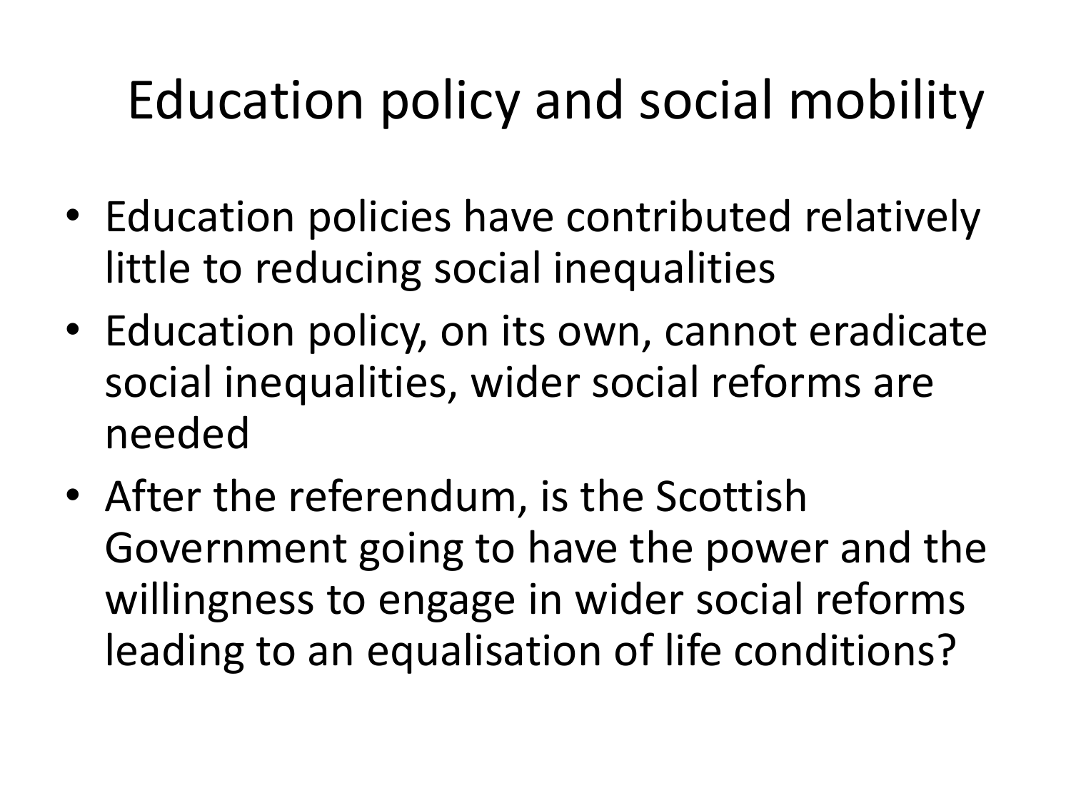# Education policy and social mobility

- Education policies have contributed relatively little to reducing social inequalities
- Education policy, on its own, cannot eradicate social inequalities, wider social reforms are needed
- After the referendum, is the Scottish Government going to have the power and the willingness to engage in wider social reforms leading to an equalisation of life conditions?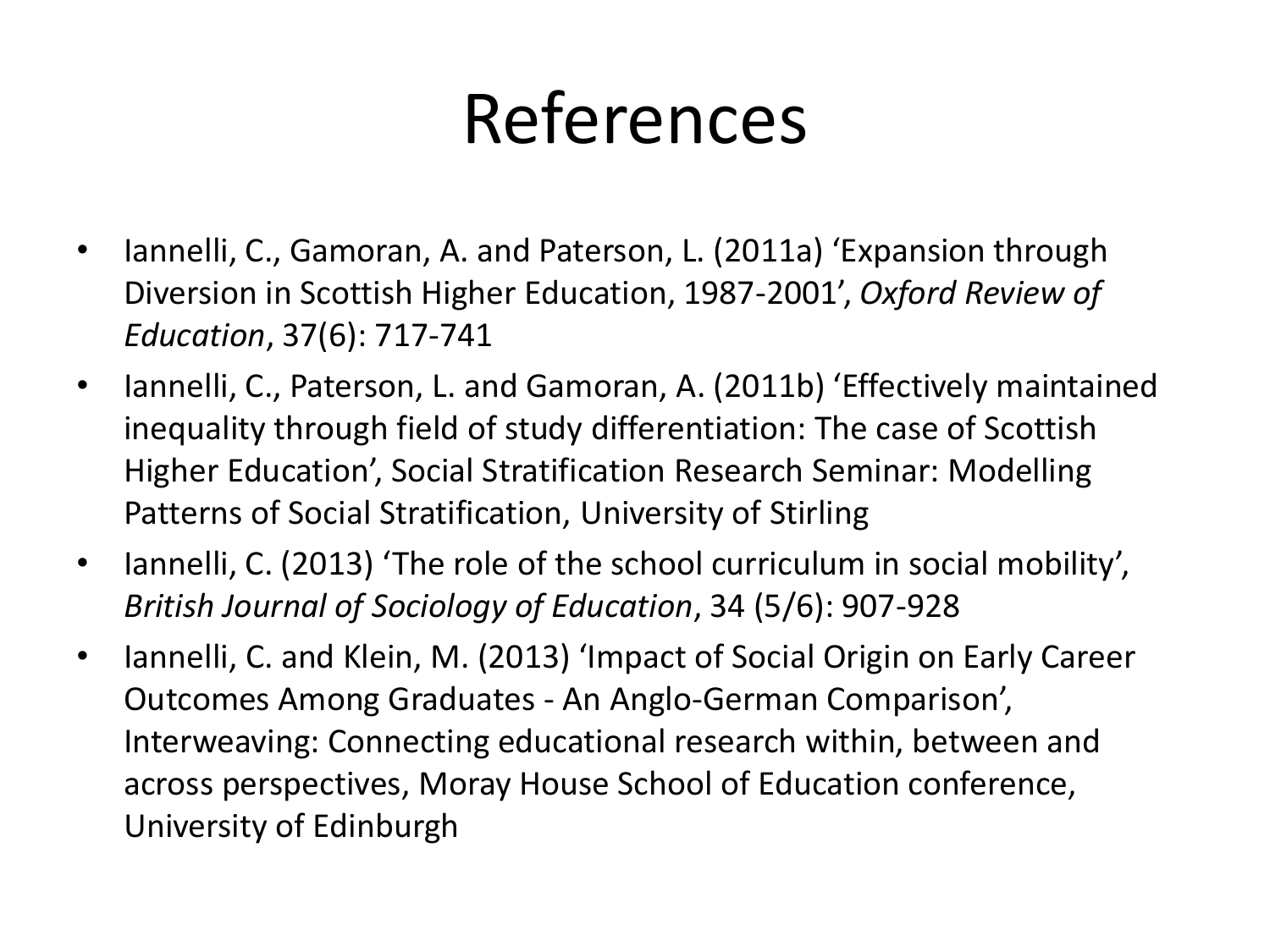# References

- Iannelli, C., Gamoran, A. and Paterson, L. (2011a) 'Expansion through Diversion in Scottish Higher Education, 1987-2001', *Oxford Review of Education*, 37(6): 717-741
- Iannelli, C., Paterson, L. and Gamoran, A. (2011b) 'Effectively maintained inequality through field of study differentiation: The case of Scottish Higher Education', Social Stratification Research Seminar: Modelling Patterns of Social Stratification, University of Stirling
- Iannelli, C. (2013) 'The role of the school curriculum in social mobility', *British Journal of Sociology of Education*, 34 (5/6): 907-928
- Iannelli, C. and Klein, M. (2013) 'Impact of Social Origin on Early Career Outcomes Among Graduates - An Anglo-German Comparison', Interweaving: Connecting educational research within, between and across perspectives, Moray House School of Education conference, University of Edinburgh